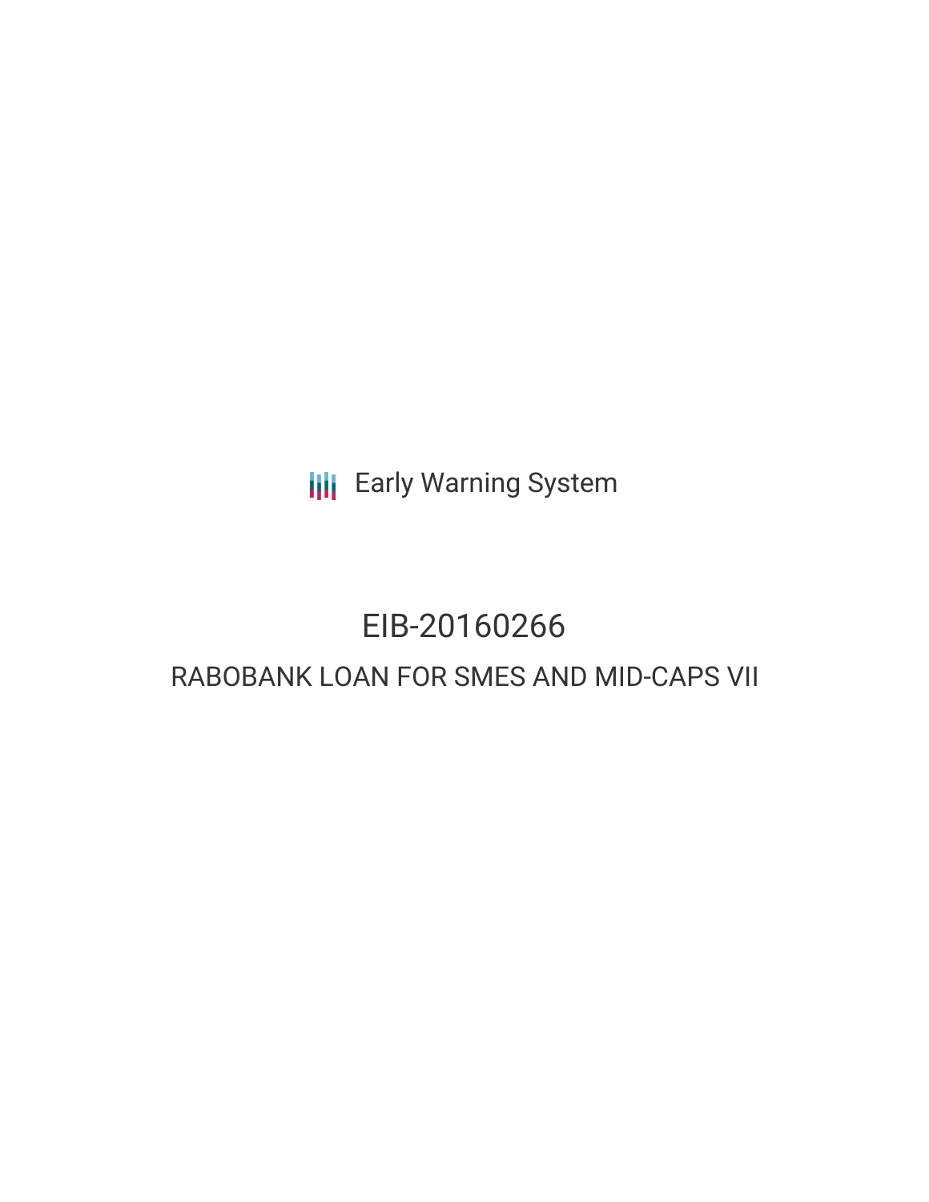Early Warning System

# EIB-20160266

## RABOBANK LOAN FOR SMES AND MID-CAPS VII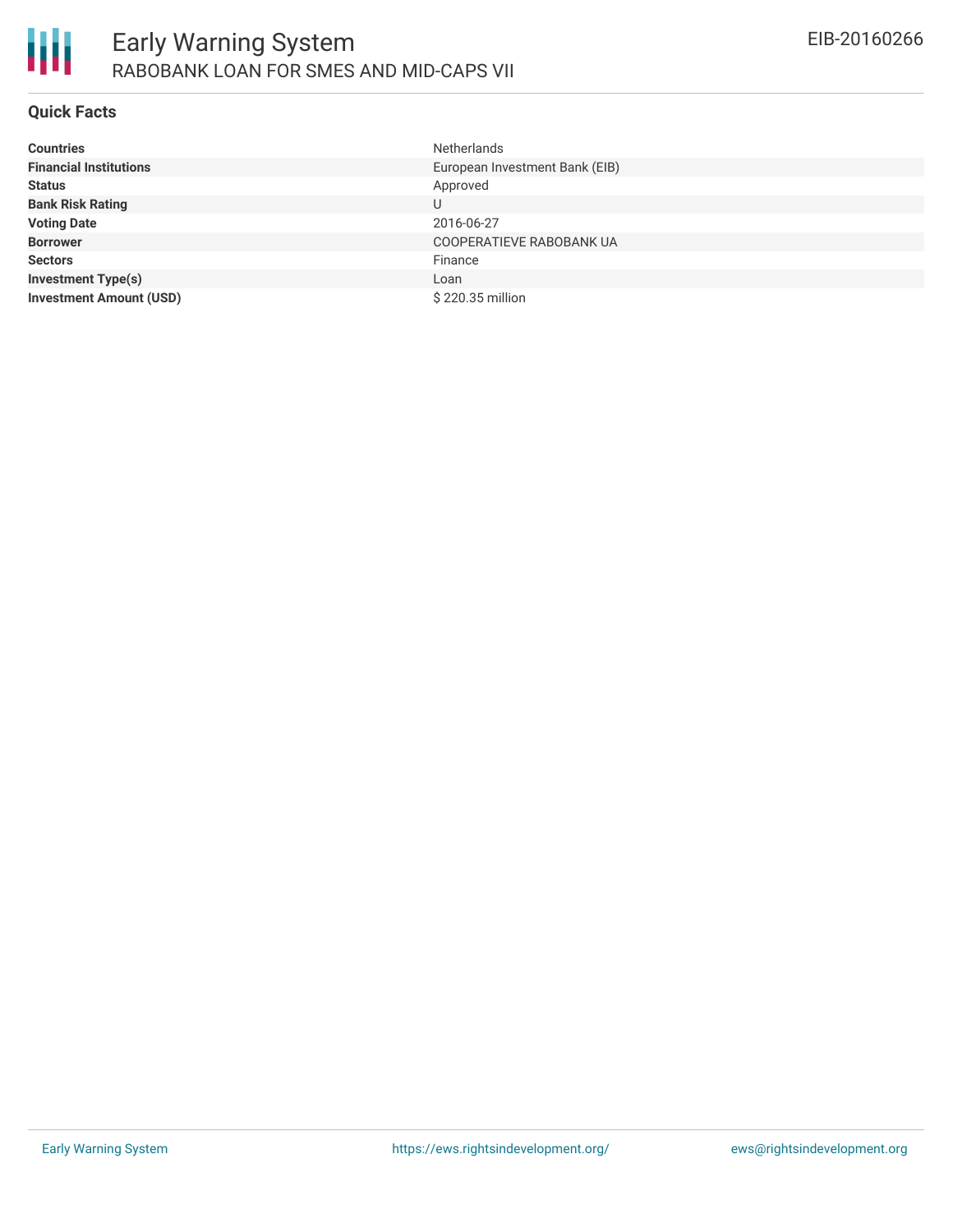# Early Warning System

## RABOBANK LOAN FOR SMES AND MID-CAPS VII

EIB-20160266

### Quick Facts

| | |
|---|---|
| **Countries** | Netherlands |
| **Financial Institutions** | European Investment Bank (EIB) |
| **Status** | Approved |
| **Bank Risk Rating** | U |
| **Voting Date** | 2016-06-27 |
| **Borrower** | COOPERATIEVE RABOBANK UA |
| **Sectors** | Finance |
| **Investment Type(s)** | Loan |
| **Investment Amount (USD)** | $ 220.35 million |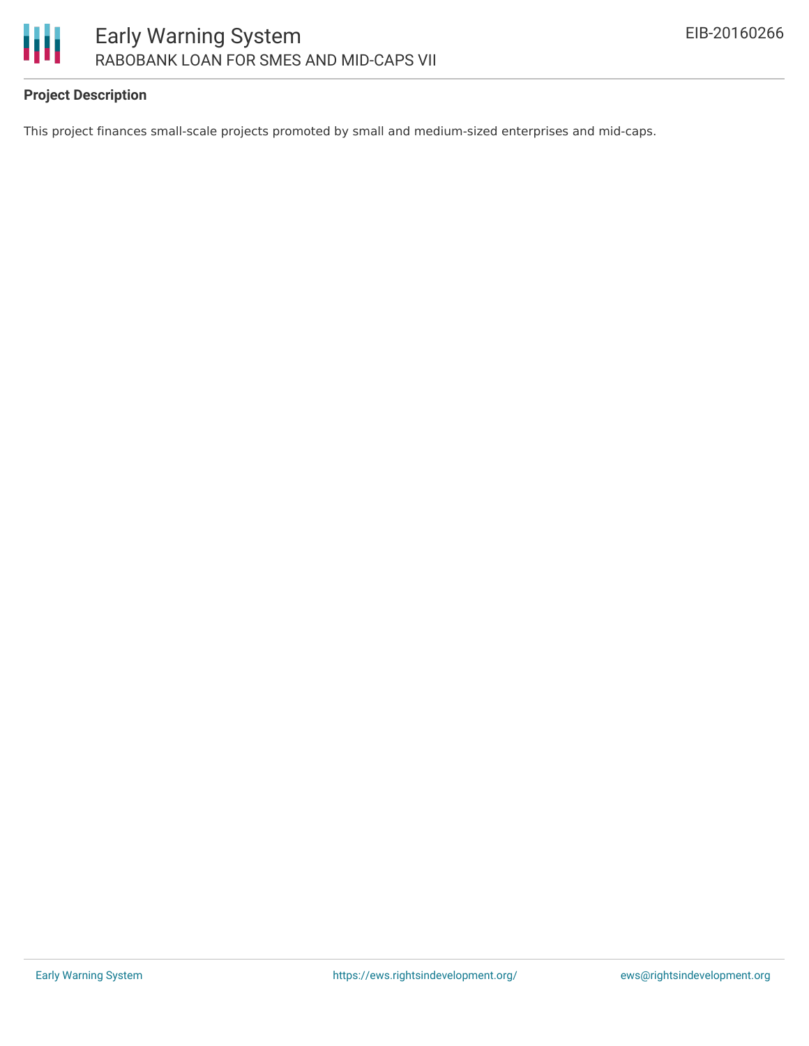**Project Description**

This project finances small-scale projects promoted by small and medium-sized enterprises and mid-caps.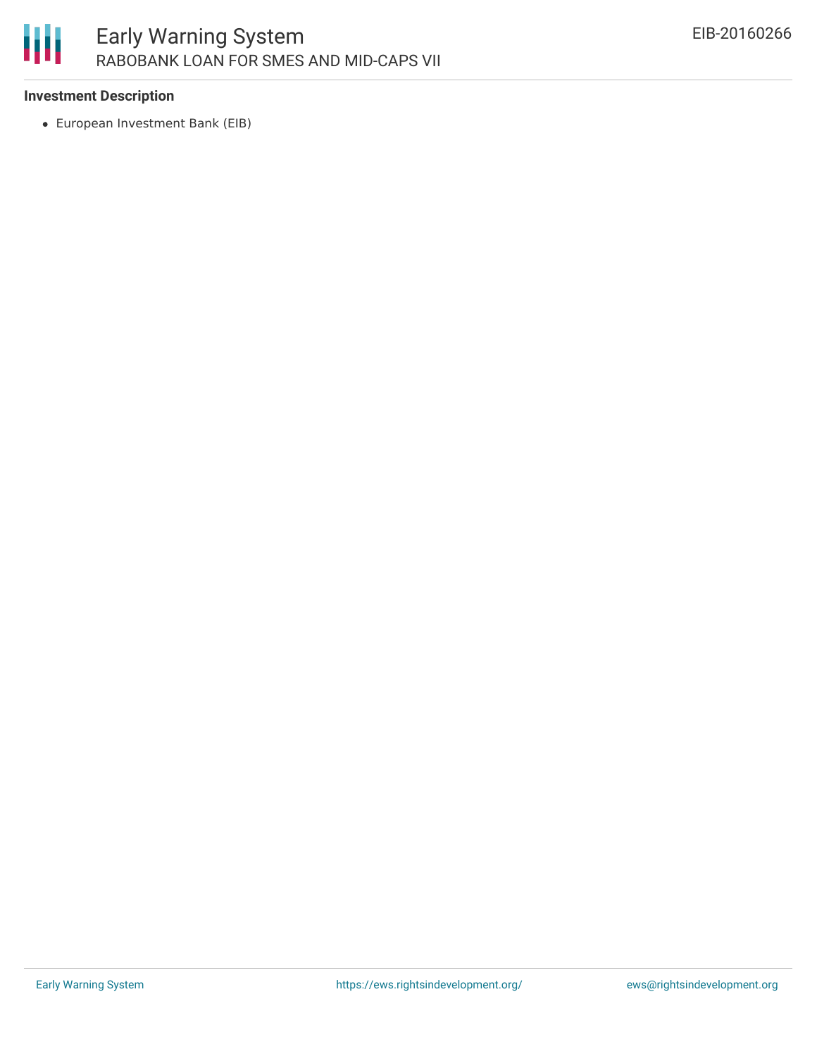**Investment Description**

- European Investment Bank (EIB)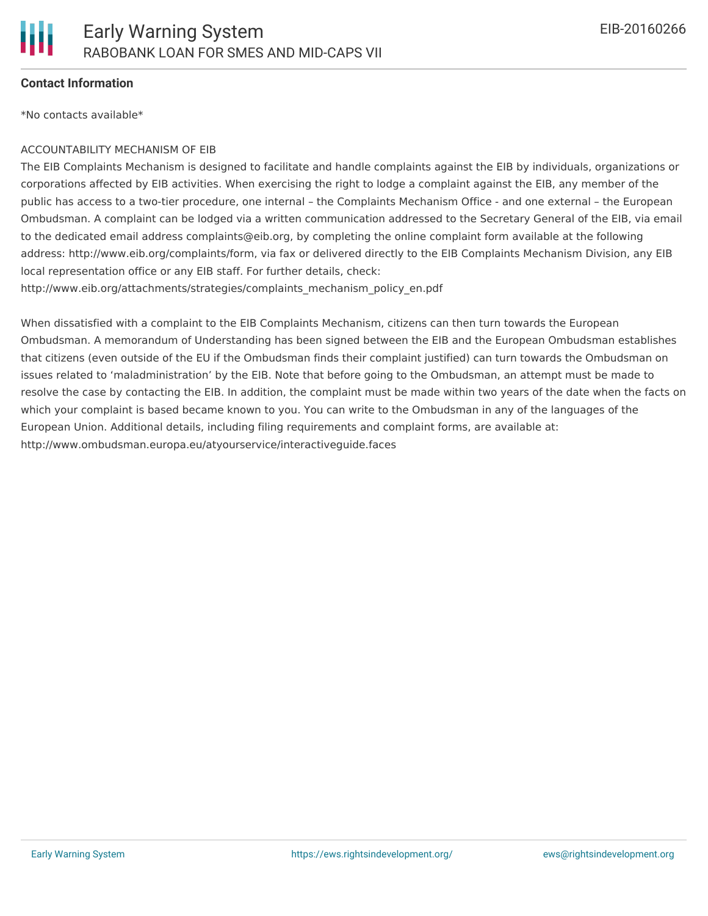**Contact Information**

*No contacts available*

ACCOUNTABILITY MECHANISM OF EIB

The EIB Complaints Mechanism is designed to facilitate and handle complaints against the EIB by individuals, organizations or corporations affected by EIB activities. When exercising the right to lodge a complaint against the EIB, any member of the public has access to a two-tier procedure, one internal – the Complaints Mechanism Office - and one external – the European Ombudsman. A complaint can be lodged via a written communication addressed to the Secretary General of the EIB, via email to the dedicated email address complaints@eib.org, by completing the online complaint form available at the following address: http://www.eib.org/complaints/form, via fax or delivered directly to the EIB Complaints Mechanism Division, any EIB local representation office or any EIB staff. For further details, check: http://www.eib.org/attachments/strategies/complaints_mechanism_policy_en.pdf

When dissatisfied with a complaint to the EIB Complaints Mechanism, citizens can then turn towards the European Ombudsman. A memorandum of Understanding has been signed between the EIB and the European Ombudsman establishes that citizens (even outside of the EU if the Ombudsman finds their complaint justified) can turn towards the Ombudsman on issues related to 'maladministration' by the EIB. Note that before going to the Ombudsman, an attempt must be made to resolve the case by contacting the EIB. In addition, the complaint must be made within two years of the date when the facts on which your complaint is based became known to you. You can write to the Ombudsman in any of the languages of the European Union. Additional details, including filing requirements and complaint forms, are available at: http://www.ombudsman.europa.eu/atyourservice/interactiveguide.faces